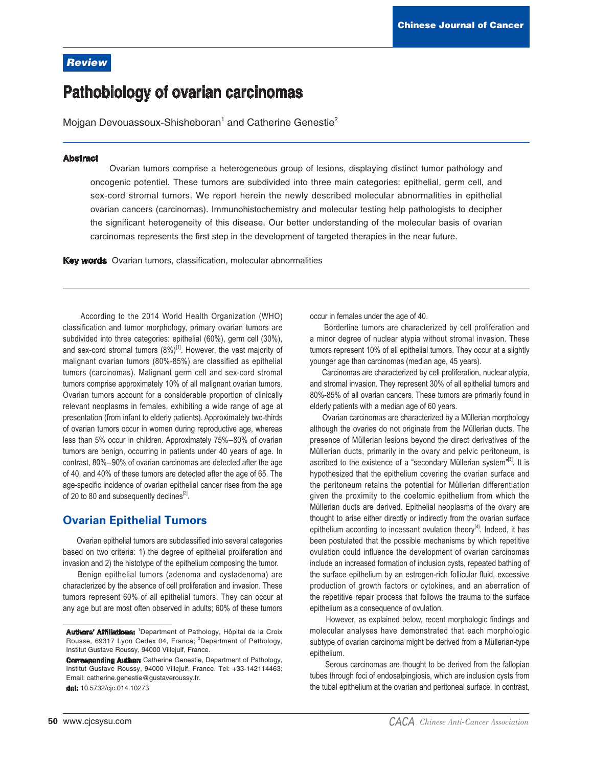Review

# Pathobiology of ovarian carcinomas

Mojgan Devouassoux-Shisheboran[1] and Catherine Genestie[2]

## Abstract

Ovarian tumors comprise a heterogeneous group of lesions, displaying distinct tumor pathology and oncogenic potentiel. These tumors are subdivided into three main categories: epithelial, germ cell, and sex-cord stromal tumors. We report herein the newly described molecular abnormalities in epithelial ovarian cancers (carcinomas). Immunohistochemistry and molecular testing help pathologists to decipher the significant heterogeneity of this disease. Our better understanding of the molecular basis of ovarian carcinomas represents the first step in the development of targeted therapies in the near future.

**Key words** Ovarian tumors, classification, molecular abnormalities

According to the 2014 World Health Organization (WHO) classification and tumor morphology, primary ovarian tumors are subdivided into three categories: epithelial (60%), germ cell (30%), and sex-cord stromal tumors (8%)[1]. However, the vast majority of malignant ovarian tumors (80%-85%) are classified as epithelial tumors (carcinomas). Malignant germ cell and sex-cord stromal tumors comprise approximately 10% of all malignant ovarian tumors. Ovarian tumors account for a considerable proportion of clinically relevant neoplasms in females, exhibiting a wide range of age at presentation (from infant to elderly patients). Approximately two-thirds of ovarian tumors occur in women during reproductive age, whereas less than 5% occur in children. Approximately 75%–80% of ovarian tumors are benign, occurring in patients under 40 years of age. In contrast, 80%–90% of ovarian carcinomas are detected after the age of 40, and 40% of these tumors are detected after the age of 65. The age-specific incidence of ovarian epithelial cancer rises from the age of 20 to 80 and subsequently declines[2].

## Ovarian Epithelial Tumors

Ovarian epithelial tumors are subclassified into several categories based on two criteria: 1) the degree of epithelial proliferation and invasion and 2) the histotype of the epithelium composing the tumor.

Benign epithelial tumors (adenoma and cystadenoma) are characterized by the absence of cell proliferation and invasion. These tumors represent 60% of all epithelial tumors. They can occur at any age but are most often observed in adults; 60% of these tumors occur in females under the age of 40.

Borderline tumors are characterized by cell proliferation and a minor degree of nuclear atypia without stromal invasion. These tumors represent 10% of all epithelial tumors. They occur at a slightly younger age than carcinomas (median age, 45 years).

Carcinomas are characterized by cell proliferation, nuclear atypia, and stromal invasion. They represent 30% of all epithelial tumors and 80%-85% of all ovarian cancers. These tumors are primarily found in elderly patients with a median age of 60 years.

Ovarian carcinomas are characterized by a Müllerian morphology although the ovaries do not originate from the Müllerian ducts. The presence of Müllerian lesions beyond the direct derivatives of the Müllerian ducts, primarily in the ovary and pelvic peritoneum, is ascribed to the existence of a "secondary Müllerian system"[3]. It is hypothesized that the epithelium covering the ovarian surface and the peritoneum retains the potential for Müllerian differentiation given the proximity to the coelomic epithelium from which the Müllerian ducts are derived. Epithelial neoplasms of the ovary are thought to arise either directly or indirectly from the ovarian surface epithelium according to incessant ovulation theory[4]. Indeed, it has been postulated that the possible mechanisms by which repetitive ovulation could influence the development of ovarian carcinomas include an increased formation of inclusion cysts, repeated bathing of the surface epithelium by an estrogen-rich follicular fluid, excessive production of growth factors or cytokines, and an aberration of the repetitive repair process that follows the trauma to the surface epithelium as a consequence of ovulation.

However, as explained below, recent morphologic findings and molecular analyses have demonstrated that each morphologic subtype of ovarian carcinoma might be derived from a Müllerian-type epithelium.

Serous carcinomas are thought to be derived from the fallopian tubes through foci of endosalpingiosis, which are inclusion cysts from the tubal epithelium at the ovarian and peritoneal surface. In contrast,

**Authors' Affiliations:** [1]Department of Pathology, Hôpital de la Croix Rousse, 69317 Lyon Cedex 04, France; [2]Department of Pathology, Institut Gustave Roussy, 94000 Villejuif, France.

**Corresponding Author:** Catherine Genestie, Department of Pathology, Institut Gustave Roussy, 94000 Villejuif, France. Tel: +33-142114463; Email: catherine.genestie@gustaveroussy.fr.

**doi:** 10.5732/cjc.014.10273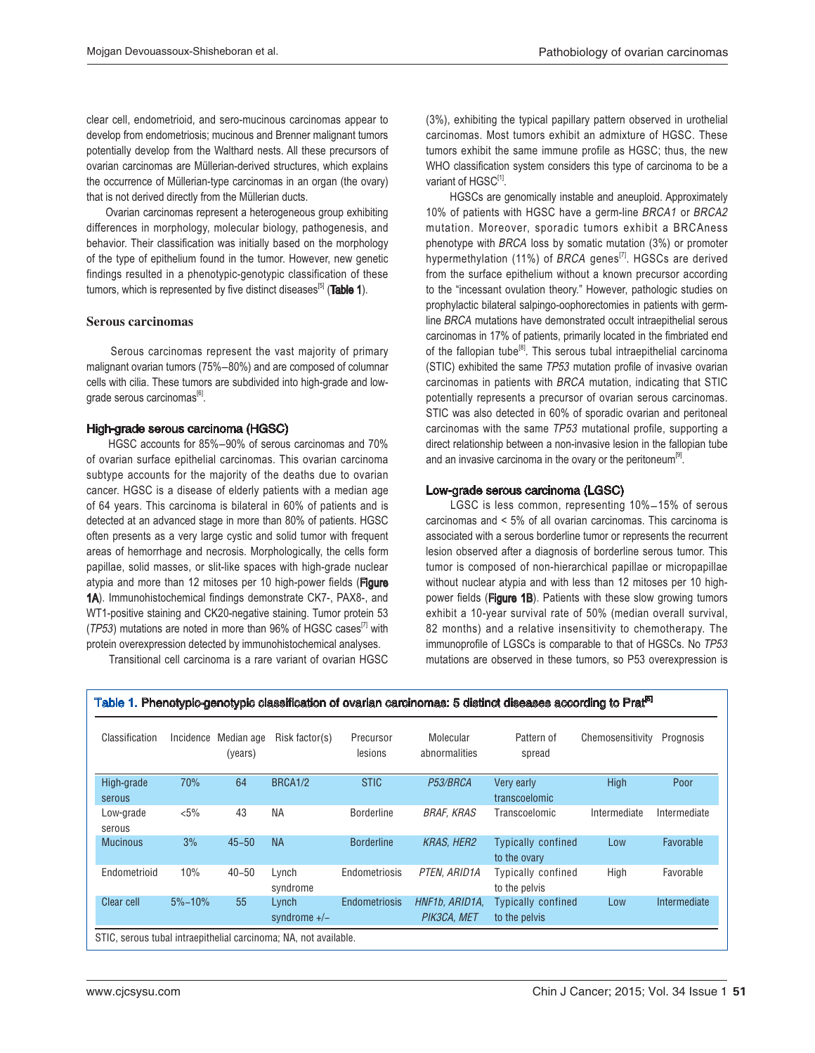clear cell, endometrioid, and sero-mucinous carcinomas appear to develop from endometriosis; mucinous and Brenner malignant tumors potentially develop from the Walthard nests. All these precursors of ovarian carcinomas are Müllerian-derived structures, which explains the occurrence of Müllerian-type carcinomas in an organ (the ovary) that is not derived directly from the Müllerian ducts.

Ovarian carcinomas represent a heterogeneous group exhibiting differences in morphology, molecular biology, pathogenesis, and behavior. Their classification was initially based on the morphology of the type of epithelium found in the tumor. However, new genetic findings resulted in a phenotypic-genotypic classification of these tumors, which is represented by five distinct diseases[5] (**Table 1**).

## Serous carcinomas

Serous carcinomas represent the vast majority of primary malignant ovarian tumors (75%–80%) and are composed of columnar cells with cilia. These tumors are subdivided into high-grade and low-grade serous carcinomas[6].

### High-grade serous carcinoma (HGSC)

HGSC accounts for 85%–90% of serous carcinomas and 70% of ovarian surface epithelial carcinomas. This ovarian carcinoma subtype accounts for the majority of the deaths due to ovarian cancer. HGSC is a disease of elderly patients with a median age of 64 years. This carcinoma is bilateral in 60% of patients and is detected at an advanced stage in more than 80% of patients. HGSC often presents as a very large cystic and solid tumor with frequent areas of hemorrhage and necrosis. Morphologically, the cells form papillae, solid masses, or slit-like spaces with high-grade nuclear atypia and more than 12 mitoses per 10 high-power fields (**Figure 1A**). Immunohistochemical findings demonstrate CK7-, PAX8-, and WT1-positive staining and CK20-negative staining. Tumor protein 53 (*TP53*) mutations are noted in more than 96% of HGSC cases[7] with protein overexpression detected by immunohistochemical analyses.

Transitional cell carcinoma is a rare variant of ovarian HGSC (3%), exhibiting the typical papillary pattern observed in urothelial carcinomas. Most tumors exhibit an admixture of HGSC. These tumors exhibit the same immune profile as HGSC; thus, the new WHO classification system considers this type of carcinoma to be a variant of HGSC[1].

HGSCs are genomically instable and aneuploid. Approximately 10% of patients with HGSC have a germ-line *BRCA1* or *BRCA2* mutation. Moreover, sporadic tumors exhibit a BRCAness phenotype with *BRCA* loss by somatic mutation (3%) or promoter hypermethylation (11%) of *BRCA* genes[7]. HGSCs are derived from the surface epithelium without a known precursor according to the "incessant ovulation theory." However, pathologic studies on prophylactic bilateral salpingo-oophorectomies in patients with germ-line *BRCA* mutations have demonstrated occult intraepithelial serous carcinomas in 17% of patients, primarily located in the fimbriated end of the fallopian tube[8]. This serous tubal intraepithelial carcinoma (STIC) exhibited the same *TP53* mutation profile of invasive ovarian carcinomas in patients with *BRCA* mutation, indicating that STIC potentially represents a precursor of ovarian serous carcinomas. STIC was also detected in 60% of sporadic ovarian and peritoneal carcinomas with the same *TP53* mutational profile, supporting a direct relationship between a non-invasive lesion in the fallopian tube and an invasive carcinoma in the ovary or the peritoneum[9].

### Low-grade serous carcinoma (LGSC)

LGSC is less common, representing 10%–15% of serous carcinomas and < 5% of all ovarian carcinomas. This carcinoma is associated with a serous borderline tumor or represents the recurrent lesion observed after a diagnosis of borderline serous tumor. This tumor is composed of non-hierarchical papillae or micropapillae without nuclear atypia and with less than 12 mitoses per 10 high-power fields (**Figure 1B**). Patients with these slow growing tumors exhibit a 10-year survival rate of 50% (median overall survival, 82 months) and a relative insensitivity to chemotherapy. The immunoprofile of LGSCs is comparable to that of HGSCs. No *TP53* mutations are observed in these tumors, so P53 overexpression is

**Table 1. Phenotypic-genotypic classification of ovarian carcinomas: 5 distinct diseases according to Prat[5]**

| Classification | Incidence | Median age (years) | Risk factor(s) | Precursor lesions | Molecular abnormalities | Pattern of spread | Chemosensitivity | Prognosis |
|---|---|---|---|---|---|---|---|---|
| High-grade serous | 70% | 64 | BRCA1/2 | STIC | *P53/BRCA* | Very early transcoelomic | High | Poor |
| Low-grade serous | <5% | 43 | NA | Borderline | *BRAF, KRAS* | Transcoelomic | Intermediate | Intermediate |
| Mucinous | 3% | 45–50 | NA | Borderline | *KRAS, HER2* | Typically confined to the ovary | Low | Favorable |
| Endometrioid | 10% | 40–50 | Lynch syndrome | Endometriosis | *PTEN, ARID1A* | Typically confined to the pelvis | High | Favorable |
| Clear cell | 5%–10% | 55 | Lynch syndrome +/– | Endometriosis | *HNF1b, ARID1A, PIK3CA, MET* | Typically confined to the pelvis | Low | Intermediate |

STIC, serous tubal intraepithelial carcinoma; NA, not available.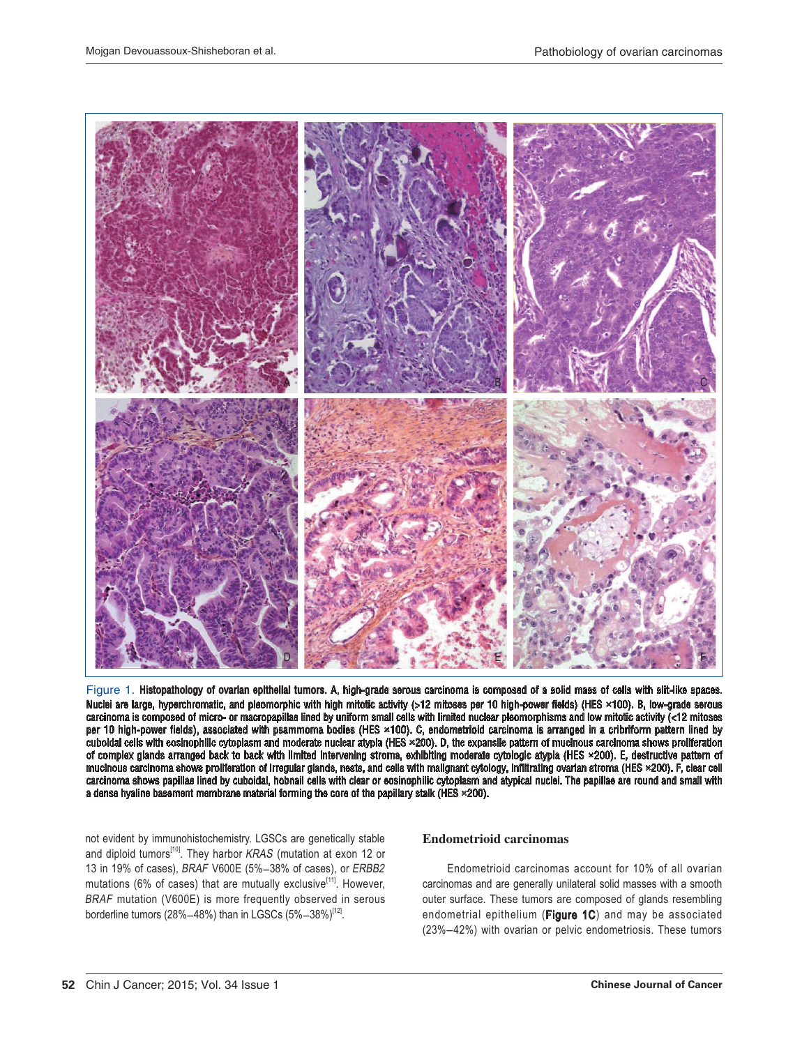Figure 1. **Histopathology of ovarian epithelial tumors. A, high-grade serous carcinoma is composed of a solid mass of cells with slit-like spaces. Nuclei are large, hyperchromatic, and pleomorphic with high mitotic activity (>12 mitoses per 10 high-power fields) (HES ×100). B, low-grade serous carcinoma is composed of micro- or macropapillae lined by uniform small cells with limited nuclear pleomorphisms and low mitotic activity (<12 mitoses per 10 high-power fields), associated with psammoma bodies (HES ×100). C, endometrioid carcinoma is arranged in a cribriform pattern lined by cuboidal cells with eosinophilic cytoplasm and moderate nuclear atypia (HES ×200). D, the expansile pattern of mucinous carcinoma shows proliferation of complex glands arranged back to back with limited intervening stroma, exhibiting moderate cytologic atypia (HES ×200). E, destructive pattern of mucinous carcinoma shows proliferation of irregular glands, nests, and cells with malignant cytology, infiltrating ovarian stroma (HES ×200). F, clear cell carcinoma shows papillae lined by cuboidal, hobnail cells with clear or eosinophilic cytoplasm and atypical nuclei. The papillae are round and small with a dense hyaline basement membrane material forming the core of the papillary stalk (HES ×200).**

not evident by immunohistochemistry. LGSCs are genetically stable and diploid tumors[10]. They harbor *KRAS* (mutation at exon 12 or 13 in 19% of cases), *BRAF* V600E (5%–38% of cases), or *ERBB2* mutations (6% of cases) that are mutually exclusive[11]. However, *BRAF* mutation (V600E) is more frequently observed in serous borderline tumors (28%–48%) than in LGSCs (5%–38%)[12].

## Endometrioid carcinomas

Endometrioid carcinomas account for 10% of all ovarian carcinomas and are generally unilateral solid masses with a smooth outer surface. These tumors are composed of glands resembling endometrial epithelium (**Figure 1C**) and may be associated (23%–42%) with ovarian or pelvic endometriosis. These tumors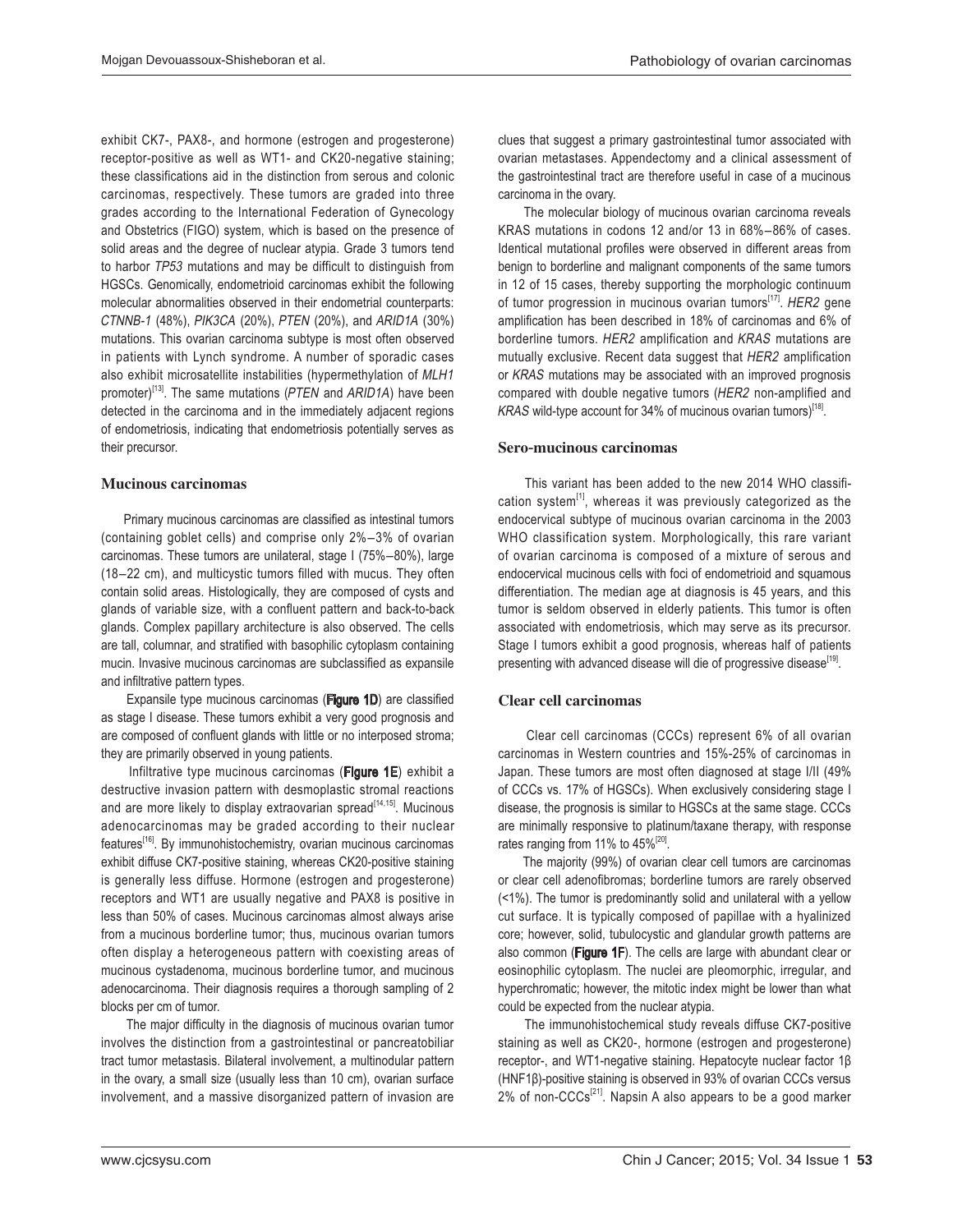exhibit CK7-, PAX8-, and hormone (estrogen and progesterone) receptor-positive as well as WT1- and CK20-negative staining; these classifications aid in the distinction from serous and colonic carcinomas, respectively. These tumors are graded into three grades according to the International Federation of Gynecology and Obstetrics (FIGO) system, which is based on the presence of solid areas and the degree of nuclear atypia. Grade 3 tumors tend to harbor *TP53* mutations and may be difficult to distinguish from HGSCs. Genomically, endometrioid carcinomas exhibit the following molecular abnormalities observed in their endometrial counterparts: *CTNNB-1* (48%), *PIK3CA* (20%), *PTEN* (20%), and *ARID1A* (30%) mutations. This ovarian carcinoma subtype is most often observed in patients with Lynch syndrome. A number of sporadic cases also exhibit microsatellite instabilities (hypermethylation of *MLH1* promoter)[13]. The same mutations (*PTEN* and *ARID1A*) have been detected in the carcinoma and in the immediately adjacent regions of endometriosis, indicating that endometriosis potentially serves as their precursor.

### Mucinous carcinomas

Primary mucinous carcinomas are classified as intestinal tumors (containing goblet cells) and comprise only 2%–3% of ovarian carcinomas. These tumors are unilateral, stage I (75%–80%), large (18–22 cm), and multicystic tumors filled with mucus. They often contain solid areas. Histologically, they are composed of cysts and glands of variable size, with a confluent pattern and back-to-back glands. Complex papillary architecture is also observed. The cells are tall, columnar, and stratified with basophilic cytoplasm containing mucin. Invasive mucinous carcinomas are subclassified as expansile and infiltrative pattern types.

Expansile type mucinous carcinomas (**Figure 1D**) are classified as stage I disease. These tumors exhibit a very good prognosis and are composed of confluent glands with little or no interposed stroma; they are primarily observed in young patients.

Infiltrative type mucinous carcinomas (**Figure 1E**) exhibit a destructive invasion pattern with desmoplastic stromal reactions and are more likely to display extraovarian spread[14,15]. Mucinous adenocarcinomas may be graded according to their nuclear features[16]. By immunohistochemistry, ovarian mucinous carcinomas exhibit diffuse CK7-positive staining, whereas CK20-positive staining is generally less diffuse. Hormone (estrogen and progesterone) receptors and WT1 are usually negative and PAX8 is positive in less than 50% of cases. Mucinous carcinomas almost always arise from a mucinous borderline tumor; thus, mucinous ovarian tumors often display a heterogeneous pattern with coexisting areas of mucinous cystadenoma, mucinous borderline tumor, and mucinous adenocarcinoma. Their diagnosis requires a thorough sampling of 2 blocks per cm of tumor.

The major difficulty in the diagnosis of mucinous ovarian tumor involves the distinction from a gastrointestinal or pancreatobiliar tract tumor metastasis. Bilateral involvement, a multinodular pattern in the ovary, a small size (usually less than 10 cm), ovarian surface involvement, and a massive disorganized pattern of invasion are clues that suggest a primary gastrointestinal tumor associated with ovarian metastases. Appendectomy and a clinical assessment of the gastrointestinal tract are therefore useful in case of a mucinous carcinoma in the ovary.

The molecular biology of mucinous ovarian carcinoma reveals KRAS mutations in codons 12 and/or 13 in 68%–86% of cases. Identical mutational profiles were observed in different areas from benign to borderline and malignant components of the same tumors in 12 of 15 cases, thereby supporting the morphologic continuum of tumor progression in mucinous ovarian tumors[17]. *HER2* gene amplification has been described in 18% of carcinomas and 6% of borderline tumors. *HER2* amplification and *KRAS* mutations are mutually exclusive. Recent data suggest that *HER2* amplification or *KRAS* mutations may be associated with an improved prognosis compared with double negative tumors (*HER2* non-amplified and *KRAS* wild-type account for 34% of mucinous ovarian tumors)[18].

### Sero-mucinous carcinomas

This variant has been added to the new 2014 WHO classification system[1], whereas it was previously categorized as the endocervical subtype of mucinous ovarian carcinoma in the 2003 WHO classification system. Morphologically, this rare variant of ovarian carcinoma is composed of a mixture of serous and endocervical mucinous cells with foci of endometrioid and squamous differentiation. The median age at diagnosis is 45 years, and this tumor is seldom observed in elderly patients. This tumor is often associated with endometriosis, which may serve as its precursor. Stage I tumors exhibit a good prognosis, whereas half of patients presenting with advanced disease will die of progressive disease[19].

### Clear cell carcinomas

Clear cell carcinomas (CCCs) represent 6% of all ovarian carcinomas in Western countries and 15%-25% of carcinomas in Japan. These tumors are most often diagnosed at stage I/II (49% of CCCs vs. 17% of HGSCs). When exclusively considering stage I disease, the prognosis is similar to HGSCs at the same stage. CCCs are minimally responsive to platinum/taxane therapy, with response rates ranging from 11% to 45%[20].

The majority (99%) of ovarian clear cell tumors are carcinomas or clear cell adenofibromas; borderline tumors are rarely observed (<1%). The tumor is predominantly solid and unilateral with a yellow cut surface. It is typically composed of papillae with a hyalinized core; however, solid, tubulocystic and glandular growth patterns are also common (**Figure 1F**). The cells are large with abundant clear or eosinophilic cytoplasm. The nuclei are pleomorphic, irregular, and hyperchromatic; however, the mitotic index might be lower than what could be expected from the nuclear atypia.

The immunohistochemical study reveals diffuse CK7-positive staining as well as CK20-, hormone (estrogen and progesterone) receptor-, and WT1-negative staining. Hepatocyte nuclear factor 1β (HNF1β)-positive staining is observed in 93% of ovarian CCCs versus 2% of non-CCCs[21]. Napsin A also appears to be a good marker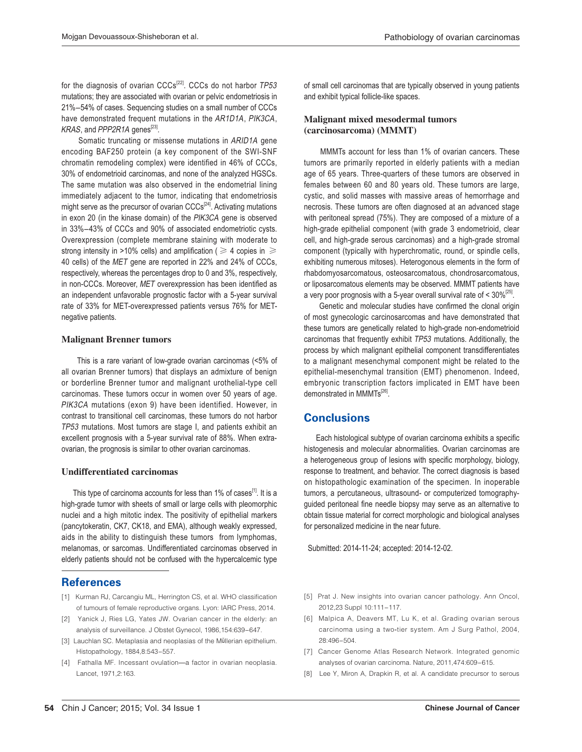for the diagnosis of ovarian CCCs[22]. CCCs do not harbor *TP53* mutations; they are associated with ovarian or pelvic endometriosis in 21%–54% of cases. Sequencing studies on a small number of CCCs have demonstrated frequent mutations in the *AR1D1A*, *PIK3CA*, *KRAS*, and *PPP2R1A* genes[23].

Somatic truncating or missense mutations in *ARID1A* gene encoding BAF250 protein (a key component of the SWI-SNF chromatin remodeling complex) were identified in 46% of CCCs, 30% of endometrioid carcinomas, and none of the analyzed HGSCs. The same mutation was also observed in the endometrial lining immediately adjacent to the tumor, indicating that endometriosis might serve as the precursor of ovarian CCCs[24]. Activating mutations in exon 20 (in the kinase domain) of the *PIK3CA* gene is observed in 33%–43% of CCCs and 90% of associated endometriotic cysts. Overexpression (complete membrane staining with moderate to strong intensity in >10% cells) and amplification ($\geqslant$ 4 copies in $\geqslant$ 40 cells) of the *MET* gene are reported in 22% and 24% of CCCs, respectively, whereas the percentages drop to 0 and 3%, respectively, in non-CCCs. Moreover, *MET* overexpression has been identified as an independent unfavorable prognostic factor with a 5-year survival rate of 33% for MET-overexpressed patients versus 76% for MET-negative patients.

### Malignant Brenner tumors

This is a rare variant of low-grade ovarian carcinomas (<5% of all ovarian Brenner tumors) that displays an admixture of benign or borderline Brenner tumor and malignant urothelial-type cell carcinomas. These tumors occur in women over 50 years of age. *PIK3CA* mutations (exon 9) have been identified. However, in contrast to transitional cell carcinomas, these tumors do not harbor *TP53* mutations. Most tumors are stage I, and patients exhibit an excellent prognosis with a 5-year survival rate of 88%. When extra-ovarian, the prognosis is similar to other ovarian carcinomas.

### Undifferentiated carcinomas

This type of carcinoma accounts for less than 1% of cases[1]. It is a high-grade tumor with sheets of small or large cells with pleomorphic nuclei and a high mitotic index. The positivity of epithelial markers (pancytokeratin, CK7, CK18, and EMA), although weakly expressed, aids in the ability to distinguish these tumors from lymphomas, melanomas, or sarcomas. Undifferentiated carcinomas observed in elderly patients should not be confused with the hypercalcemic type of small cell carcinomas that are typically observed in young patients and exhibit typical follicle-like spaces.

### Malignant mixed mesodermal tumors (carcinosarcoma) (MMMT)

MMMTs account for less than 1% of ovarian cancers. These tumors are primarily reported in elderly patients with a median age of 65 years. Three-quarters of these tumors are observed in females between 60 and 80 years old. These tumors are large, cystic, and solid masses with massive areas of hemorrhage and necrosis. These tumors are often diagnosed at an advanced stage with peritoneal spread (75%). They are composed of a mixture of a high-grade epithelial component (with grade 3 endometrioid, clear cell, and high-grade serous carcinomas) and a high-grade stromal component (typically with hyperchromatic, round, or spindle cells, exhibiting numerous mitoses). Heterogonous elements in the form of rhabdomyosarcomatous, osteosarcomatous, chondrosarcomatous, or liposarcomatous elements may be observed. MMMT patients have a very poor prognosis with a 5-year overall survival rate of < 30%[25].

Genetic and molecular studies have confirmed the clonal origin of most gynecologic carcinosarcomas and have demonstrated that these tumors are genetically related to high-grade non-endometrioid carcinomas that frequently exhibit *TP53* mutations. Additionally, the process by which malignant epithelial component transdifferentiates to a malignant mesenchymal component might be related to the epithelial-mesenchymal transition (EMT) phenomenon. Indeed, embryonic transcription factors implicated in EMT have been demonstrated in MMMTs[26].

## Conclusions

Each histological subtype of ovarian carcinoma exhibits a specific histogenesis and molecular abnormalities. Ovarian carcinomas are a heterogeneous group of lesions with specific morphology, biology, response to treatment, and behavior. The correct diagnosis is based on histopathologic examination of the specimen. In inoperable tumors, a percutaneous, ultrasound- or computerized tomography-guided peritoneal fine needle biopsy may serve as an alternative to obtain tissue material for correct morphologic and biological analyses for personalized medicine in the near future.

Submitted: 2014-11-24; accepted: 2014-12-02.

## References

[1] Kurman RJ, Carcangiu ML, Herrington CS, et al. WHO classification of tumours of female reproductive organs. Lyon: IARC Press, 2014.

[2] Yanick J, Ries LG, Yates JW. Ovarian cancer in the elderly: an analysis of surveillance. J Obstet Gynecol, 1986,154:639–647.

[3] Lauchlan SC. Metaplasia and neoplasias of the Müllerian epithelium. Histopathology, 1884,8:543–557.

[4] Fathalla MF. Incessant ovulation—a factor in ovarian neoplasia. Lancet, 1971,2:163.

[5] Prat J. New insights into ovarian cancer pathology. Ann Oncol, 2012,23 Suppl 10:111–117.

[6] Malpica A, Deavers MT, Lu K, et al. Grading ovarian serous carcinoma using a two-tier system. Am J Surg Pathol, 2004, 28:496–504.

[7] Cancer Genome Atlas Research Network. Integrated genomic analyses of ovarian carcinoma. Nature, 2011,474:609–615.

[8] Lee Y, Miron A, Drapkin R, et al. A candidate precursor to serous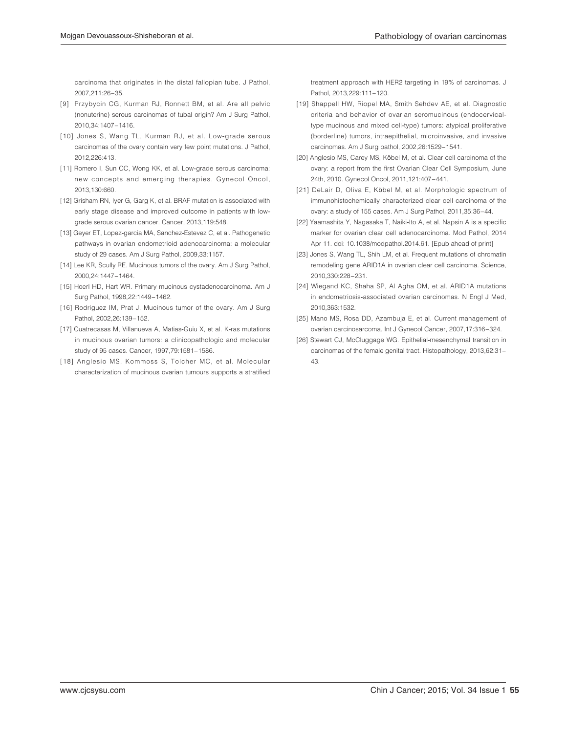carcinoma that originates in the distal fallopian tube. J Pathol, 2007,211:26–35.

[9] Przybycin CG, Kurman RJ, Ronnett BM, et al. Are all pelvic (nonuterine) serous carcinomas of tubal origin? Am J Surg Pathol, 2010,34:1407–1416.

[10] Jones S, Wang TL, Kurman RJ, et al. Low-grade serous carcinomas of the ovary contain very few point mutations. J Pathol, 2012,226:413.

[11] Romero I, Sun CC, Wong KK, et al. Low-grade serous carcinoma: new concepts and emerging therapies. Gynecol Oncol, 2013,130:660.

[12] Grisham RN, Iyer G, Garg K, et al. BRAF mutation is associated with early stage disease and improved outcome in patients with low-grade serous ovarian cancer. Cancer, 2013,119:548.

[13] Geyer ET, Lopez-garcia MA, Sanchez-Estevez C, et al. Pathogenetic pathways in ovarian endometrioid adenocarcinoma: a molecular study of 29 cases. Am J Surg Pathol, 2009,33:1157.

[14] Lee KR, Scully RE. Mucinous tumors of the ovary. Am J Surg Pathol, 2000,24:1447–1464.

[15] Hoerl HD, Hart WR. Primary mucinous cystadenocarcinoma. Am J Surg Pathol, 1998,22:1449–1462.

[16] Rodriguez IM, Prat J. Mucinous tumor of the ovary. Am J Surg Pathol, 2002,26:139–152.

[17] Cuatrecasas M, Villanueva A, Matias-Guiu X, et al. K-ras mutations in mucinous ovarian tumors: a clinicopathologic and molecular study of 95 cases. Cancer, 1997,79:1581–1586.

[18] Anglesio MS, Kommoss S, Tolcher MC, et al. Molecular characterization of mucinous ovarian tumours supports a stratified treatment approach with HER2 targeting in 19% of carcinomas. J Pathol, 2013,229:111–120.

[19] Shappell HW, Riopel MA, Smith Sehdev AE, et al. Diagnostic criteria and behavior of ovarian seromucinous (endocervical-type mucinous and mixed cell-type) tumors: atypical proliferative (borderline) tumors, intraepithelial, microinvasive, and invasive carcinomas. Am J Surg pathol, 2002,26:1529–1541.

[20] Anglesio MS, Carey MS, Köbel M, et al. Clear cell carcinoma of the ovary: a report from the first Ovarian Clear Cell Symposium, June 24th, 2010. Gynecol Oncol, 2011,121:407–441.

[21] DeLair D, Oliva E, Köbel M, et al. Morphologic spectrum of immunohistochemically characterized clear cell carcinoma of the ovary: a study of 155 cases. Am J Surg Pathol, 2011,35:36–44.

[22] Yaamashita Y, Nagasaka T, Naiki-Ito A, et al. Napsin A is a specific marker for ovarian clear cell adenocarcinoma. Mod Pathol, 2014 Apr 11. doi: 10.1038/modpathol.2014.61. [Epub ahead of print]

[23] Jones S, Wang TL, Shih LM, et al. Frequent mutations of chromatin remodeling gene ARID1A in ovarian clear cell carcinoma. Science, 2010,330:228–231.

[24] Wiegand KC, Shaha SP, Al Agha OM, et al. ARID1A mutations in endometriosis-associated ovarian carcinomas. N Engl J Med, 2010,363:1532.

[25] Mano MS, Rosa DD, Azambuja E, et al. Current management of ovarian carcinosarcoma. Int J Gynecol Cancer, 2007,17:316–324.

[26] Stewart CJ, McCluggage WG. Epithelial-mesenchymal transition in carcinomas of the female genital tract. Histopathology, 2013,62:31–43.